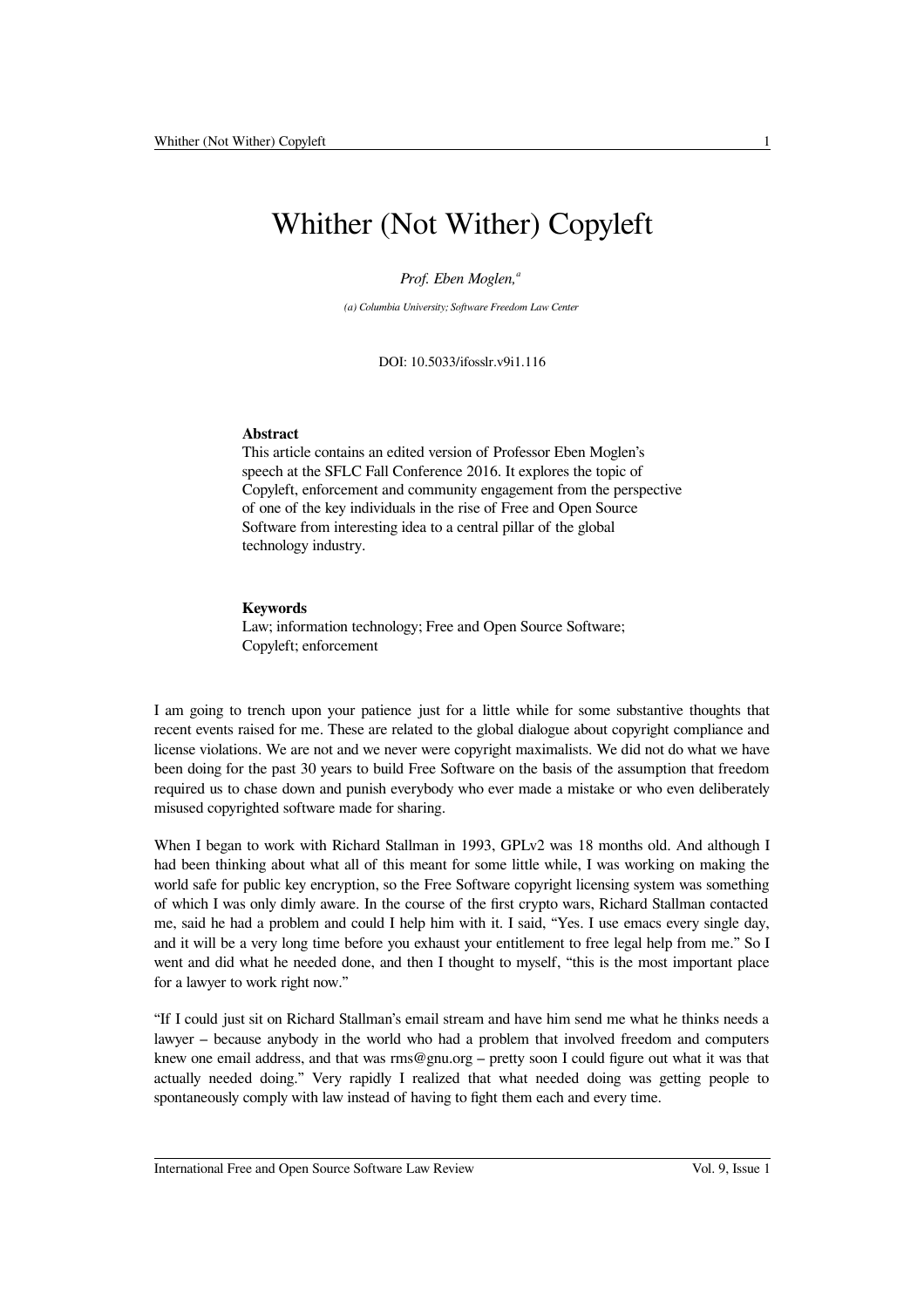# Whither (Not Wither) Copyleft

*Prof. Eben Moglen,*[a]

*(a) Columbia University; Software Freedom Law Center*

DOI: 10.5033/ifosslr.v9i1.116

**Abstract**

This article contains an edited version of Professor Eben Moglen's speech at the SFLC Fall Conference 2016. It explores the topic of Copyleft, enforcement and community engagement from the perspective of one of the key individuals in the rise of Free and Open Source Software from interesting idea to a central pillar of the global technology industry.

**Keywords**

Law; information technology; Free and Open Source Software; Copyleft; enforcement

I am going to trench upon your patience just for a little while for some substantive thoughts that recent events raised for me. These are related to the global dialogue about copyright compliance and license violations. We are not and we never were copyright maximalists. We did not do what we have been doing for the past 30 years to build Free Software on the basis of the assumption that freedom required us to chase down and punish everybody who ever made a mistake or who even deliberately misused copyrighted software made for sharing.

When I began to work with Richard Stallman in 1993, GPLv2 was 18 months old. And although I had been thinking about what all of this meant for some little while, I was working on making the world safe for public key encryption, so the Free Software copyright licensing system was something of which I was only dimly aware. In the course of the first crypto wars, Richard Stallman contacted me, said he had a problem and could I help him with it. I said, "Yes. I use emacs every single day, and it will be a very long time before you exhaust your entitlement to free legal help from me." So I went and did what he needed done, and then I thought to myself, "this is the most important place for a lawyer to work right now."

"If I could just sit on Richard Stallman's email stream and have him send me what he thinks needs a lawyer – because anybody in the world who had a problem that involved freedom and computers knew one email address, and that was rms@gnu.org – pretty soon I could figure out what it was that actually needed doing." Very rapidly I realized that what needed doing was getting people to spontaneously comply with law instead of having to fight them each and every time.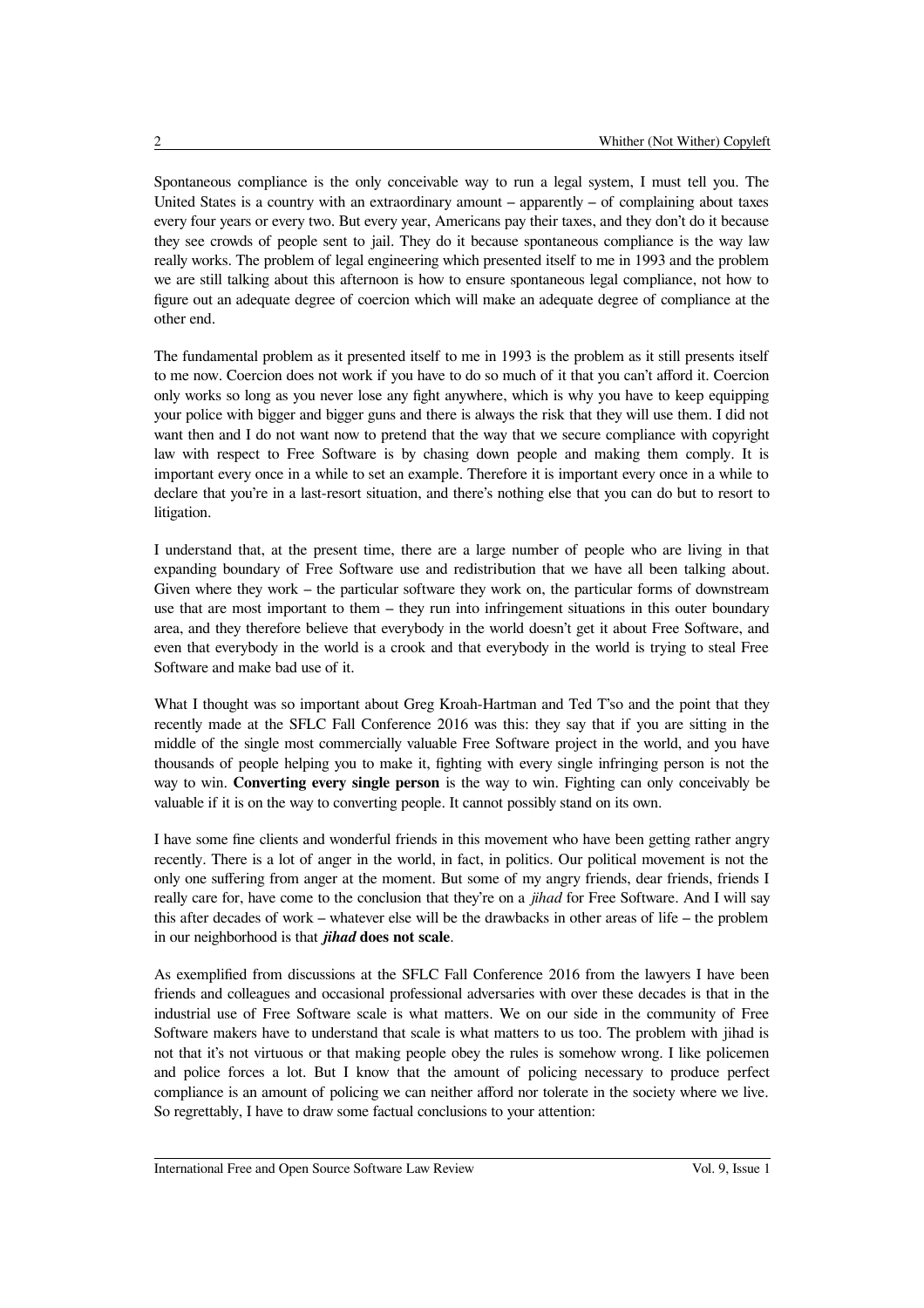Spontaneous compliance is the only conceivable way to run a legal system, I must tell you. The United States is a country with an extraordinary amount – apparently – of complaining about taxes every four years or every two. But every year, Americans pay their taxes, and they don't do it because they see crowds of people sent to jail. They do it because spontaneous compliance is the way law really works. The problem of legal engineering which presented itself to me in 1993 and the problem we are still talking about this afternoon is how to ensure spontaneous legal compliance, not how to figure out an adequate degree of coercion which will make an adequate degree of compliance at the other end.

The fundamental problem as it presented itself to me in 1993 is the problem as it still presents itself to me now. Coercion does not work if you have to do so much of it that you can't afford it. Coercion only works so long as you never lose any fight anywhere, which is why you have to keep equipping your police with bigger and bigger guns and there is always the risk that they will use them. I did not want then and I do not want now to pretend that the way that we secure compliance with copyright law with respect to Free Software is by chasing down people and making them comply. It is important every once in a while to set an example. Therefore it is important every once in a while to declare that you're in a last-resort situation, and there's nothing else that you can do but to resort to litigation.

I understand that, at the present time, there are a large number of people who are living in that expanding boundary of Free Software use and redistribution that we have all been talking about. Given where they work – the particular software they work on, the particular forms of downstream use that are most important to them – they run into infringement situations in this outer boundary area, and they therefore believe that everybody in the world doesn't get it about Free Software, and even that everybody in the world is a crook and that everybody in the world is trying to steal Free Software and make bad use of it.

What I thought was so important about Greg Kroah-Hartman and Ted T'so and the point that they recently made at the SFLC Fall Conference 2016 was this: they say that if you are sitting in the middle of the single most commercially valuable Free Software project in the world, and you have thousands of people helping you to make it, fighting with every single infringing person is not the way to win. **Converting every single person** is the way to win. Fighting can only conceivably be valuable if it is on the way to converting people. It cannot possibly stand on its own.

I have some fine clients and wonderful friends in this movement who have been getting rather angry recently. There is a lot of anger in the world, in fact, in politics. Our political movement is not the only one suffering from anger at the moment. But some of my angry friends, dear friends, friends I really care for, have come to the conclusion that they're on a *jihad* for Free Software. And I will say this after decades of work – whatever else will be the drawbacks in other areas of life – the problem in our neighborhood is that ***jihad*** **does not scale**.

As exemplified from discussions at the SFLC Fall Conference 2016 from the lawyers I have been friends and colleagues and occasional professional adversaries with over these decades is that in the industrial use of Free Software scale is what matters. We on our side in the community of Free Software makers have to understand that scale is what matters to us too. The problem with jihad is not that it's not virtuous or that making people obey the rules is somehow wrong. I like policemen and police forces a lot. But I know that the amount of policing necessary to produce perfect compliance is an amount of policing we can neither afford nor tolerate in the society where we live. So regrettably, I have to draw some factual conclusions to your attention: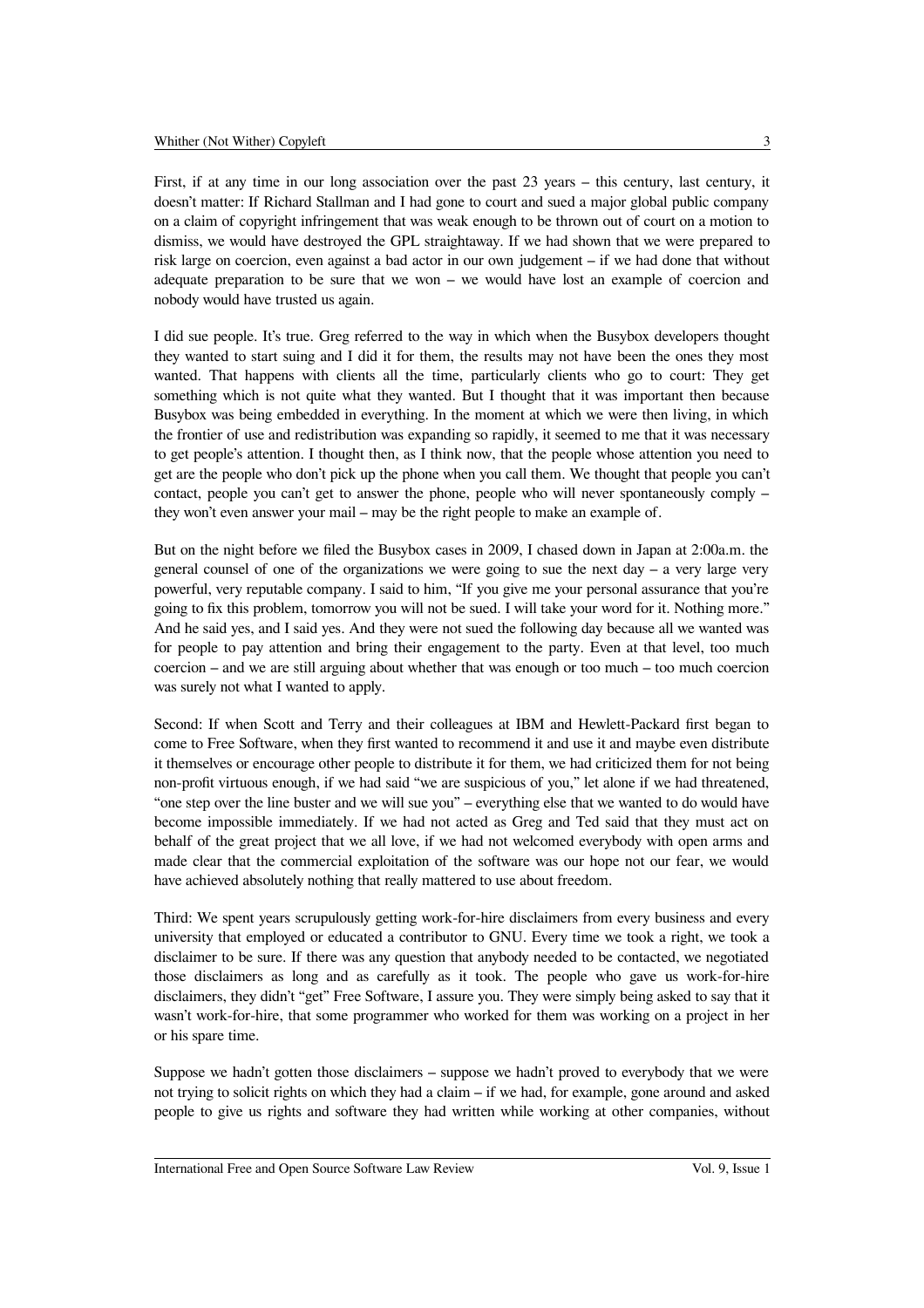First, if at any time in our long association over the past 23 years – this century, last century, it doesn't matter: If Richard Stallman and I had gone to court and sued a major global public company on a claim of copyright infringement that was weak enough to be thrown out of court on a motion to dismiss, we would have destroyed the GPL straightaway. If we had shown that we were prepared to risk large on coercion, even against a bad actor in our own judgement – if we had done that without adequate preparation to be sure that we won – we would have lost an example of coercion and nobody would have trusted us again.

I did sue people. It's true. Greg referred to the way in which when the Busybox developers thought they wanted to start suing and I did it for them, the results may not have been the ones they most wanted. That happens with clients all the time, particularly clients who go to court: They get something which is not quite what they wanted. But I thought that it was important then because Busybox was being embedded in everything. In the moment at which we were then living, in which the frontier of use and redistribution was expanding so rapidly, it seemed to me that it was necessary to get people's attention. I thought then, as I think now, that the people whose attention you need to get are the people who don't pick up the phone when you call them. We thought that people you can't contact, people you can't get to answer the phone, people who will never spontaneously comply – they won't even answer your mail – may be the right people to make an example of.

But on the night before we filed the Busybox cases in 2009, I chased down in Japan at 2:00a.m. the general counsel of one of the organizations we were going to sue the next day – a very large very powerful, very reputable company. I said to him, "If you give me your personal assurance that you're going to fix this problem, tomorrow you will not be sued. I will take your word for it. Nothing more." And he said yes, and I said yes. And they were not sued the following day because all we wanted was for people to pay attention and bring their engagement to the party. Even at that level, too much coercion – and we are still arguing about whether that was enough or too much – too much coercion was surely not what I wanted to apply.

Second: If when Scott and Terry and their colleagues at IBM and Hewlett-Packard first began to come to Free Software, when they first wanted to recommend it and use it and maybe even distribute it themselves or encourage other people to distribute it for them, we had criticized them for not being non-profit virtuous enough, if we had said "we are suspicious of you," let alone if we had threatened, "one step over the line buster and we will sue you" – everything else that we wanted to do would have become impossible immediately. If we had not acted as Greg and Ted said that they must act on behalf of the great project that we all love, if we had not welcomed everybody with open arms and made clear that the commercial exploitation of the software was our hope not our fear, we would have achieved absolutely nothing that really mattered to use about freedom.

Third: We spent years scrupulously getting work-for-hire disclaimers from every business and every university that employed or educated a contributor to GNU. Every time we took a right, we took a disclaimer to be sure. If there was any question that anybody needed to be contacted, we negotiated those disclaimers as long and as carefully as it took. The people who gave us work-for-hire disclaimers, they didn't "get" Free Software, I assure you. They were simply being asked to say that it wasn't work-for-hire, that some programmer who worked for them was working on a project in her or his spare time.

Suppose we hadn't gotten those disclaimers – suppose we hadn't proved to everybody that we were not trying to solicit rights on which they had a claim – if we had, for example, gone around and asked people to give us rights and software they had written while working at other companies, without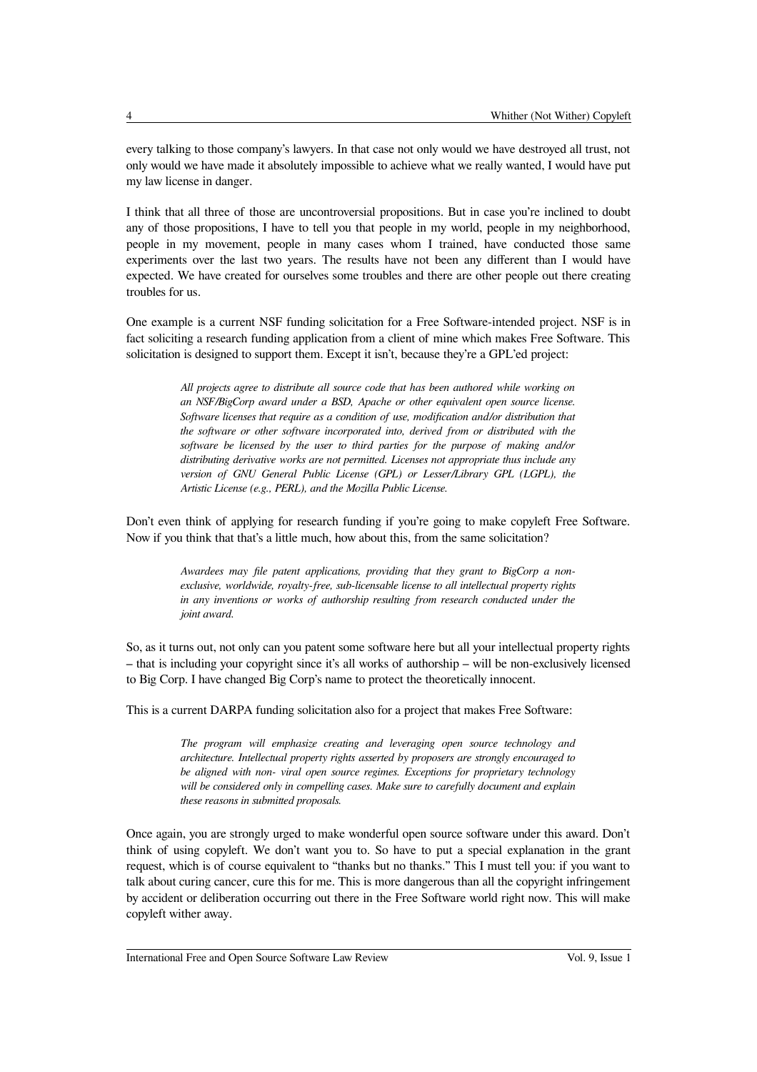every talking to those company's lawyers. In that case not only would we have destroyed all trust, not only would we have made it absolutely impossible to achieve what we really wanted, I would have put my law license in danger.

I think that all three of those are uncontroversial propositions. But in case you're inclined to doubt any of those propositions, I have to tell you that people in my world, people in my neighborhood, people in my movement, people in many cases whom I trained, have conducted those same experiments over the last two years. The results have not been any different than I would have expected. We have created for ourselves some troubles and there are other people out there creating troubles for us.

One example is a current NSF funding solicitation for a Free Software-intended project. NSF is in fact soliciting a research funding application from a client of mine which makes Free Software. This solicitation is designed to support them. Except it isn't, because they're a GPL'ed project:

> *All projects agree to distribute all source code that has been authored while working on an NSF/BigCorp award under a BSD, Apache or other equivalent open source license. Software licenses that require as a condition of use, modification and/or distribution that the software or other software incorporated into, derived from or distributed with the software be licensed by the user to third parties for the purpose of making and/or distributing derivative works are not permitted. Licenses not appropriate thus include any version of GNU General Public License (GPL) or Lesser/Library GPL (LGPL), the Artistic License (e.g., PERL), and the Mozilla Public License.*

Don't even think of applying for research funding if you're going to make copyleft Free Software. Now if you think that that's a little much, how about this, from the same solicitation?

> *Awardees may file patent applications, providing that they grant to BigCorp a non-exclusive, worldwide, royalty-free, sub-licensable license to all intellectual property rights in any inventions or works of authorship resulting from research conducted under the joint award.*

So, as it turns out, not only can you patent some software here but all your intellectual property rights – that is including your copyright since it's all works of authorship – will be non-exclusively licensed to Big Corp. I have changed Big Corp's name to protect the theoretically innocent.

This is a current DARPA funding solicitation also for a project that makes Free Software:

> *The program will emphasize creating and leveraging open source technology and architecture. Intellectual property rights asserted by proposers are strongly encouraged to be aligned with non- viral open source regimes. Exceptions for proprietary technology will be considered only in compelling cases. Make sure to carefully document and explain these reasons in submitted proposals.*

Once again, you are strongly urged to make wonderful open source software under this award. Don't think of using copyleft. We don't want you to. So have to put a special explanation in the grant request, which is of course equivalent to "thanks but no thanks." This I must tell you: if you want to talk about curing cancer, cure this for me. This is more dangerous than all the copyright infringement by accident or deliberation occurring out there in the Free Software world right now. This will make copyleft wither away.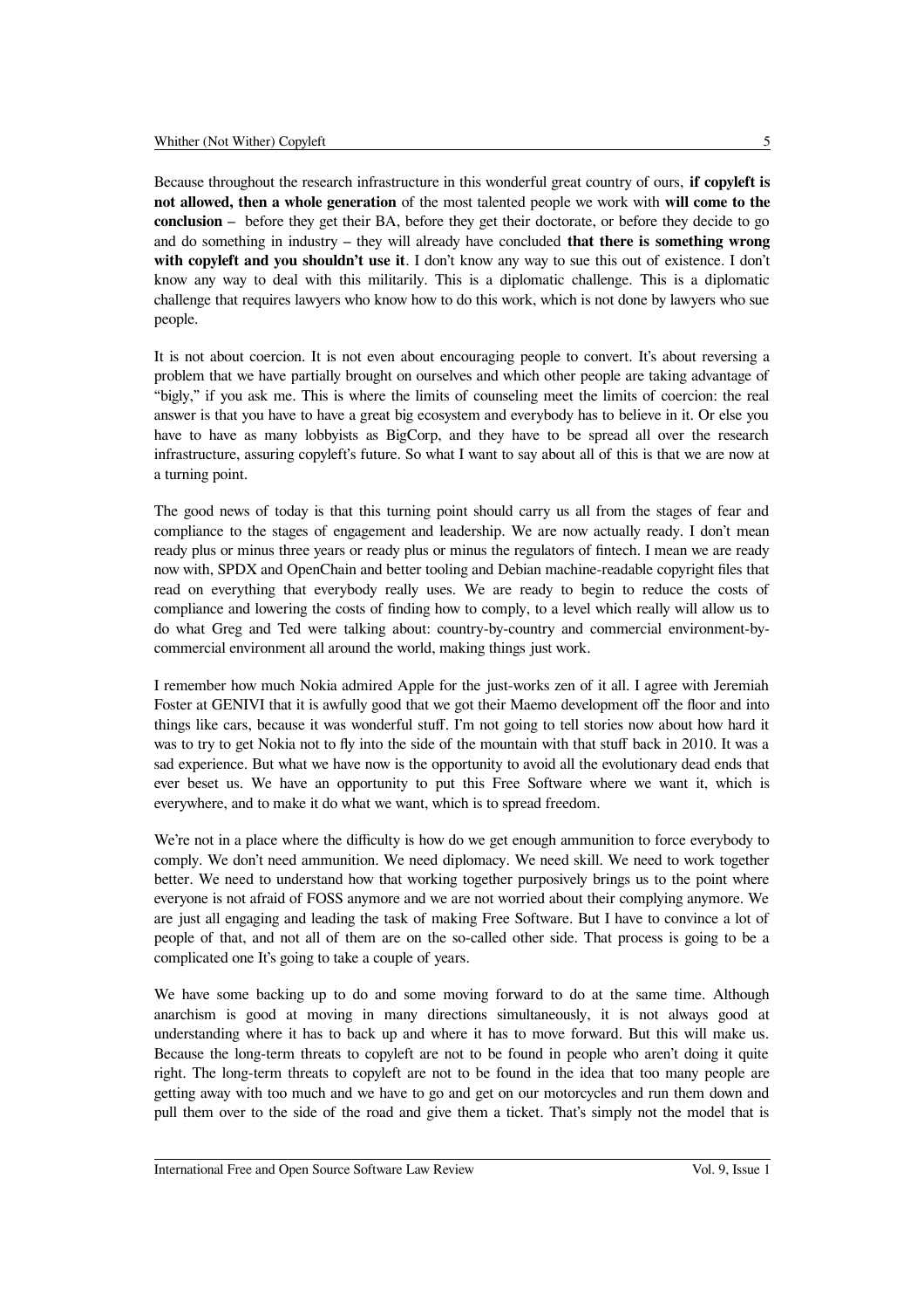Because throughout the research infrastructure in this wonderful great country of ours, **if copyleft is not allowed, then a whole generation** of the most talented people we work with **will come to the conclusion** – before they get their BA, before they get their doctorate, or before they decide to go and do something in industry – they will already have concluded **that there is something wrong with copyleft and you shouldn't use it**. I don't know any way to sue this out of existence. I don't know any way to deal with this militarily. This is a diplomatic challenge. This is a diplomatic challenge that requires lawyers who know how to do this work, which is not done by lawyers who sue people.

It is not about coercion. It is not even about encouraging people to convert. It's about reversing a problem that we have partially brought on ourselves and which other people are taking advantage of "bigly," if you ask me. This is where the limits of counseling meet the limits of coercion: the real answer is that you have to have a great big ecosystem and everybody has to believe in it. Or else you have to have as many lobbyists as BigCorp, and they have to be spread all over the research infrastructure, assuring copyleft's future. So what I want to say about all of this is that we are now at a turning point.

The good news of today is that this turning point should carry us all from the stages of fear and compliance to the stages of engagement and leadership. We are now actually ready. I don't mean ready plus or minus three years or ready plus or minus the regulators of fintech. I mean we are ready now with, SPDX and OpenChain and better tooling and Debian machine-readable copyright files that read on everything that everybody really uses. We are ready to begin to reduce the costs of compliance and lowering the costs of finding how to comply, to a level which really will allow us to do what Greg and Ted were talking about: country-by-country and commercial environment-by-commercial environment all around the world, making things just work.

I remember how much Nokia admired Apple for the just-works zen of it all. I agree with Jeremiah Foster at GENIVI that it is awfully good that we got their Maemo development off the floor and into things like cars, because it was wonderful stuff. I'm not going to tell stories now about how hard it was to try to get Nokia not to fly into the side of the mountain with that stuff back in 2010. It was a sad experience. But what we have now is the opportunity to avoid all the evolutionary dead ends that ever beset us. We have an opportunity to put this Free Software where we want it, which is everywhere, and to make it do what we want, which is to spread freedom.

We're not in a place where the difficulty is how do we get enough ammunition to force everybody to comply. We don't need ammunition. We need diplomacy. We need skill. We need to work together better. We need to understand how that working together purposively brings us to the point where everyone is not afraid of FOSS anymore and we are not worried about their complying anymore. We are just all engaging and leading the task of making Free Software. But I have to convince a lot of people of that, and not all of them are on the so-called other side. That process is going to be a complicated one It's going to take a couple of years.

We have some backing up to do and some moving forward to do at the same time. Although anarchism is good at moving in many directions simultaneously, it is not always good at understanding where it has to back up and where it has to move forward. But this will make us. Because the long-term threats to copyleft are not to be found in people who aren't doing it quite right. The long-term threats to copyleft are not to be found in the idea that too many people are getting away with too much and we have to go and get on our motorcycles and run them down and pull them over to the side of the road and give them a ticket. That's simply not the model that is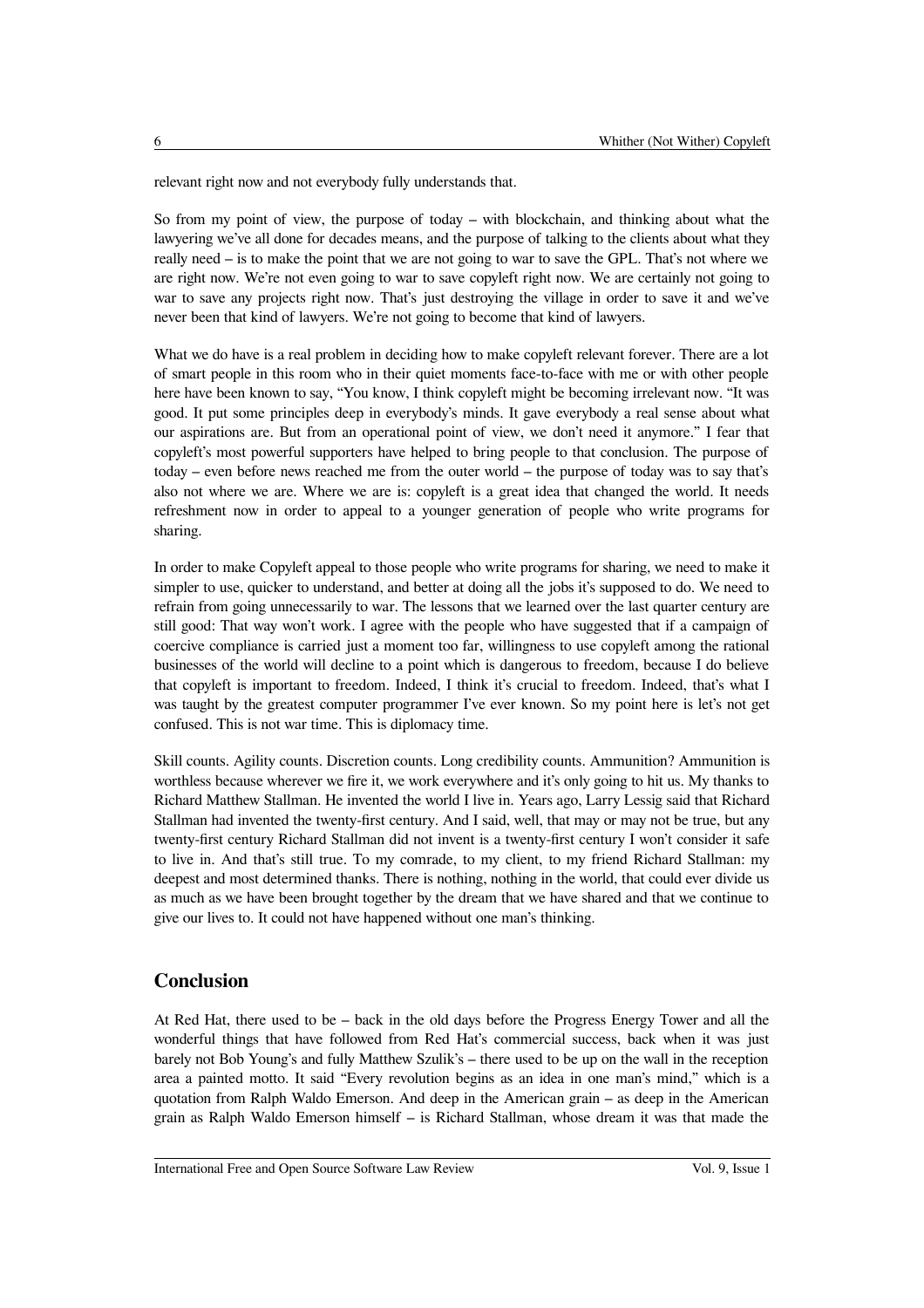relevant right now and not everybody fully understands that.

So from my point of view, the purpose of today – with blockchain, and thinking about what the lawyering we've all done for decades means, and the purpose of talking to the clients about what they really need – is to make the point that we are not going to war to save the GPL. That's not where we are right now. We're not even going to war to save copyleft right now. We are certainly not going to war to save any projects right now. That's just destroying the village in order to save it and we've never been that kind of lawyers. We're not going to become that kind of lawyers.

What we do have is a real problem in deciding how to make copyleft relevant forever. There are a lot of smart people in this room who in their quiet moments face-to-face with me or with other people here have been known to say, "You know, I think copyleft might be becoming irrelevant now. "It was good. It put some principles deep in everybody's minds. It gave everybody a real sense about what our aspirations are. But from an operational point of view, we don't need it anymore." I fear that copyleft's most powerful supporters have helped to bring people to that conclusion. The purpose of today – even before news reached me from the outer world – the purpose of today was to say that's also not where we are. Where we are is: copyleft is a great idea that changed the world. It needs refreshment now in order to appeal to a younger generation of people who write programs for sharing.

In order to make Copyleft appeal to those people who write programs for sharing, we need to make it simpler to use, quicker to understand, and better at doing all the jobs it's supposed to do. We need to refrain from going unnecessarily to war. The lessons that we learned over the last quarter century are still good: That way won't work. I agree with the people who have suggested that if a campaign of coercive compliance is carried just a moment too far, willingness to use copyleft among the rational businesses of the world will decline to a point which is dangerous to freedom, because I do believe that copyleft is important to freedom. Indeed, I think it's crucial to freedom. Indeed, that's what I was taught by the greatest computer programmer I've ever known. So my point here is let's not get confused. This is not war time. This is diplomacy time.

Skill counts. Agility counts. Discretion counts. Long credibility counts. Ammunition? Ammunition is worthless because wherever we fire it, we work everywhere and it's only going to hit us. My thanks to Richard Matthew Stallman. He invented the world I live in. Years ago, Larry Lessig said that Richard Stallman had invented the twenty-first century. And I said, well, that may or may not be true, but any twenty-first century Richard Stallman did not invent is a twenty-first century I won't consider it safe to live in. And that's still true. To my comrade, to my client, to my friend Richard Stallman: my deepest and most determined thanks. There is nothing, nothing in the world, that could ever divide us as much as we have been brought together by the dream that we have shared and that we continue to give our lives to. It could not have happened without one man's thinking.

## Conclusion

At Red Hat, there used to be – back in the old days before the Progress Energy Tower and all the wonderful things that have followed from Red Hat's commercial success, back when it was just barely not Bob Young's and fully Matthew Szulik's – there used to be up on the wall in the reception area a painted motto. It said "Every revolution begins as an idea in one man's mind," which is a quotation from Ralph Waldo Emerson. And deep in the American grain – as deep in the American grain as Ralph Waldo Emerson himself – is Richard Stallman, whose dream it was that made the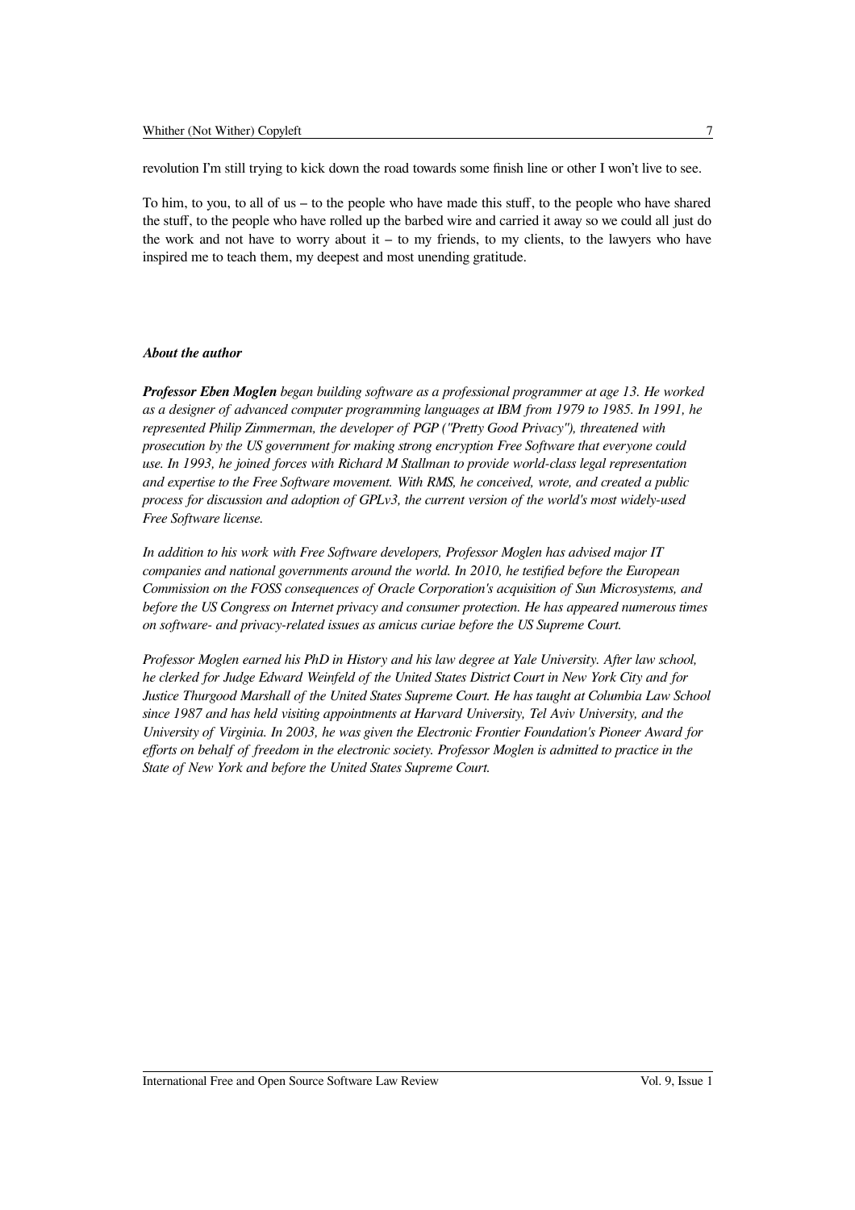revolution I'm still trying to kick down the road towards some finish line or other I won't live to see.

To him, to you, to all of us – to the people who have made this stuff, to the people who have shared the stuff, to the people who have rolled up the barbed wire and carried it away so we could all just do the work and not have to worry about it – to my friends, to my clients, to the lawyers who have inspired me to teach them, my deepest and most unending gratitude.

***About the author***

***Professor Eben Moglen*** *began building software as a professional programmer at age 13. He worked as a designer of advanced computer programming languages at IBM from 1979 to 1985. In 1991, he represented Philip Zimmerman, the developer of PGP ("Pretty Good Privacy"), threatened with prosecution by the US government for making strong encryption Free Software that everyone could use. In 1993, he joined forces with Richard M Stallman to provide world-class legal representation and expertise to the Free Software movement. With RMS, he conceived, wrote, and created a public process for discussion and adoption of GPLv3, the current version of the world's most widely-used Free Software license.*

*In addition to his work with Free Software developers, Professor Moglen has advised major IT companies and national governments around the world. In 2010, he testified before the European Commission on the FOSS consequences of Oracle Corporation's acquisition of Sun Microsystems, and before the US Congress on Internet privacy and consumer protection. He has appeared numerous times on software- and privacy-related issues as amicus curiae before the US Supreme Court.*

*Professor Moglen earned his PhD in History and his law degree at Yale University. After law school, he clerked for Judge Edward Weinfeld of the United States District Court in New York City and for Justice Thurgood Marshall of the United States Supreme Court. He has taught at Columbia Law School since 1987 and has held visiting appointments at Harvard University, Tel Aviv University, and the University of Virginia. In 2003, he was given the Electronic Frontier Foundation's Pioneer Award for efforts on behalf of freedom in the electronic society. Professor Moglen is admitted to practice in the State of New York and before the United States Supreme Court.*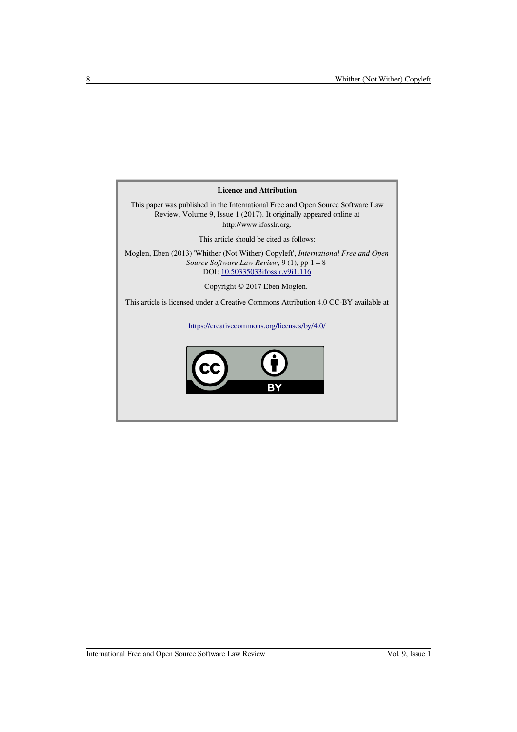**Licence and Attribution**

This paper was published in the International Free and Open Source Software Law Review, Volume 9, Issue 1 (2017). It originally appeared online at http://www.ifosslr.org.

This article should be cited as follows:

Moglen, Eben (2013) 'Whither (Not Wither) Copyleft', *International Free and Open Source Software Law Review*, 9 (1), pp 1 – 8
DOI: [10.50335033ifosslr.v9i1.116](10.50335033ifosslr.v9i1.116)

Copyright © 2017 Eben Moglen.

This article is licensed under a Creative Commons Attribution 4.0 CC-BY available at

[https://creativecommons.org/licenses/by/4.0/](https://creativecommons.org/licenses/by/4.0/)